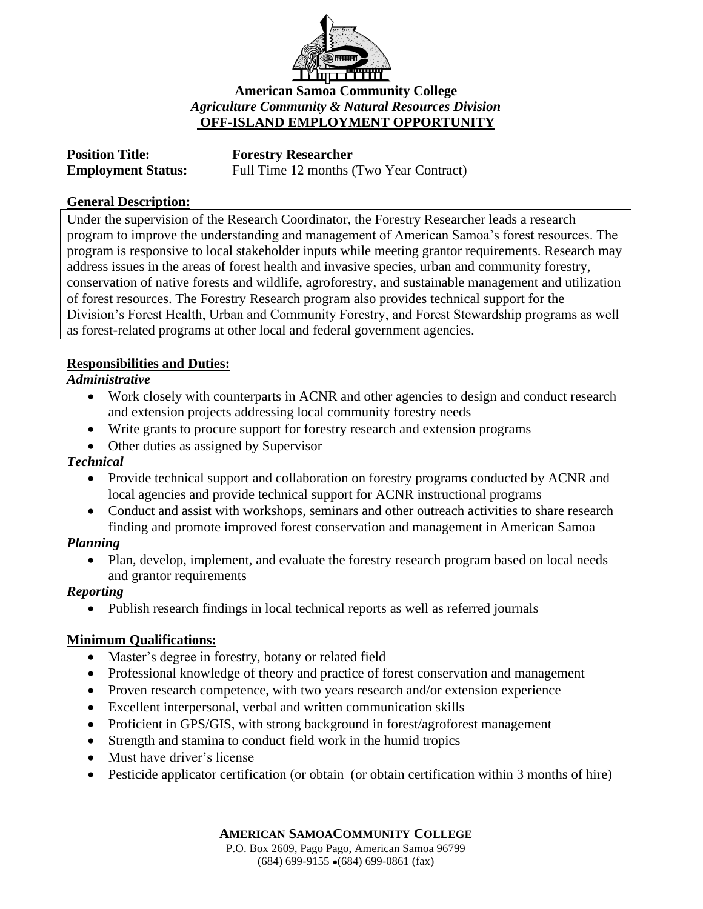**American Samoa Community College**
*Agriculture Community & Natural Resources Division*
**OFF-ISLAND EMPLOYMENT OPPORTUNITY**

**Position Title:** **Forestry Researcher**
**Employment Status:** Full Time 12 months (Two Year Contract)

**General Description:**

Under the supervision of the Research Coordinator, the Forestry Researcher leads a research program to improve the understanding and management of American Samoa's forest resources. The program is responsive to local stakeholder inputs while meeting grantor requirements. Research may address issues in the areas of forest health and invasive species, urban and community forestry, conservation of native forests and wildlife, agroforestry, and sustainable management and utilization of forest resources. The Forestry Research program also provides technical support for the Division's Forest Health, Urban and Community Forestry, and Forest Stewardship programs as well as forest-related programs at other local and federal government agencies.

**Responsibilities and Duties:**

***Administrative***

- Work closely with counterparts in ACNR and other agencies to design and conduct research and extension projects addressing local community forestry needs
- Write grants to procure support for forestry research and extension programs
- Other duties as assigned by Supervisor

***Technical***

- Provide technical support and collaboration on forestry programs conducted by ACNR and local agencies and provide technical support for ACNR instructional programs
- Conduct and assist with workshops, seminars and other outreach activities to share research finding and promote improved forest conservation and management in American Samoa

***Planning***

- Plan, develop, implement, and evaluate the forestry research program based on local needs and grantor requirements

***Reporting***

- Publish research findings in local technical reports as well as referred journals

**Minimum Qualifications:**

- Master's degree in forestry, botany or related field
- Professional knowledge of theory and practice of forest conservation and management
- Proven research competence, with two years research and/or extension experience
- Excellent interpersonal, verbal and written communication skills
- Proficient in GPS/GIS, with strong background in forest/agroforest management
- Strength and stamina to conduct field work in the humid tropics
- Must have driver's license
- Pesticide applicator certification (or obtain (or obtain certification within 3 months of hire)

**AMERICAN SAMOACOMMUNITY COLLEGE**
P.O. Box 2609, Pago Pago, American Samoa 96799
(684) 699-9155 •(684) 699-0861 (fax)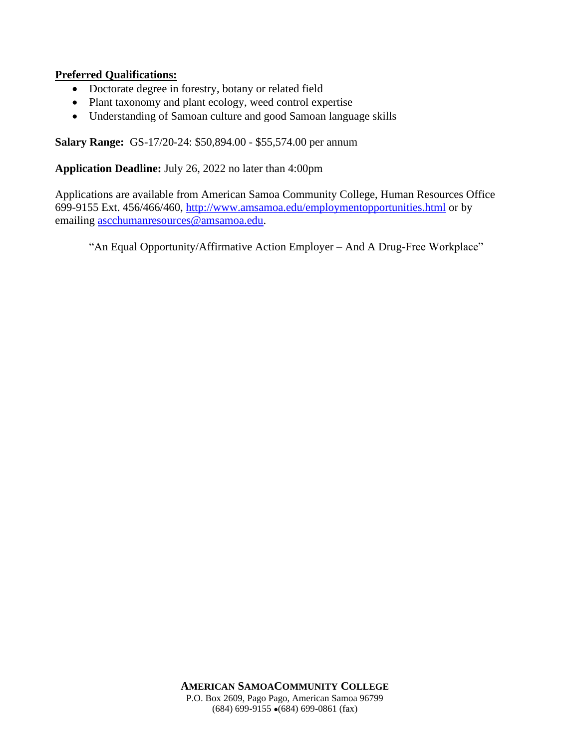**Preferred Qualifications:**

- Doctorate degree in forestry, botany or related field
- Plant taxonomy and plant ecology, weed control expertise
- Understanding of Samoan culture and good Samoan language skills

**Salary Range:** GS-17/20-24: $50,894.00 - $55,574.00 per annum

**Application Deadline:** July 26, 2022 no later than 4:00pm

Applications are available from American Samoa Community College, Human Resources Office 699-9155 Ext. 456/466/460, [http://www.amsamoa.edu/employmentopportunities.html](http://www.amsamoa.edu/employmentopportunities.html) or by emailing [ascchumanresources@amsamoa.edu](mailto:ascchumanresources@amsamoa.edu).

"An Equal Opportunity/Affirmative Action Employer – And A Drug-Free Workplace"

**AMERICAN SAMOACOMMUNITY COLLEGE**
P.O. Box 2609, Pago Pago, American Samoa 96799
(684) 699-9155 •(684) 699-0861 (fax)